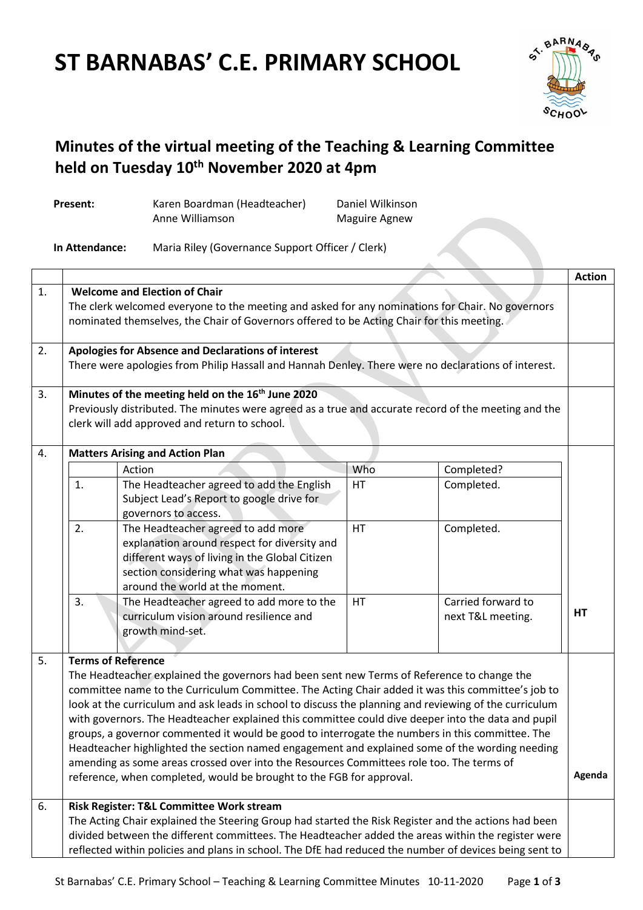# ST BARNABAS' C.E. PRIMARY SCHOOL

## Minutes of the virtual meeting of the Teaching & Learning Committee held on Tuesday 10th November 2020 at 4pm

**Present:** Karen Boardman (Headteacher), Anne Williamson, Daniel Wilkinson, Maguire Agnew

**In Attendance:** Maria Riley (Governance Support Officer / Clerk)

| | | Action |
|---|---|---|
| 1. | **Welcome and Election of Chair**<br>The clerk welcomed everyone to the meeting and asked for any nominations for Chair. No governors nominated themselves, the Chair of Governors offered to be Acting Chair for this meeting. | |
| 2. | **Apologies for Absence and Declarations of interest**<br>There were apologies from Philip Hassall and Hannah Denley. There were no declarations of interest. | |
| 3. | **Minutes of the meeting held on the 16th June 2020**<br>Previously distributed. The minutes were agreed as a true and accurate record of the meeting and the clerk will add approved and return to school. | |
| 4. | **Matters Arising and Action Plan** (see table below) | HT |
| 5. | **Terms of Reference**<br>The Headteacher explained the governors had been sent new Terms of Reference to change the committee name to the Curriculum Committee. The Acting Chair added it was this committee's job to look at the curriculum and ask leads in school to discuss the planning and reviewing of the curriculum with governors. The Headteacher explained this committee could dive deeper into the data and pupil groups, a governor commented it would be good to interrogate the numbers in this committee. The Headteacher highlighted the section named engagement and explained some of the wording needing amending as some areas crossed over into the Resources Committees role too. The terms of reference, when completed, would be brought to the FGB for approval. | Agenda |
| 6. | **Risk Register: T&L Committee Work stream**<br>The Acting Chair explained the Steering Group had started the Risk Register and the actions had been divided between the different committees. The Headteacher added the areas within the register were reflected within policies and plans in school. The DfE had reduced the number of devices being sent to | |

**Matters Arising and Action Plan (item 4):**

| | Action | Who | Completed? |
|---|---|---|---|
| 1. | The Headteacher agreed to add the English Subject Lead's Report to google drive for governors to access. | HT | Completed. |
| 2. | The Headteacher agreed to add more explanation around respect for diversity and different ways of living in the Global Citizen section considering what was happening around the world at the moment. | HT | Completed. |
| 3. | The Headteacher agreed to add more to the curriculum vision around resilience and growth mind-set. | HT | Carried forward to next T&L meeting. |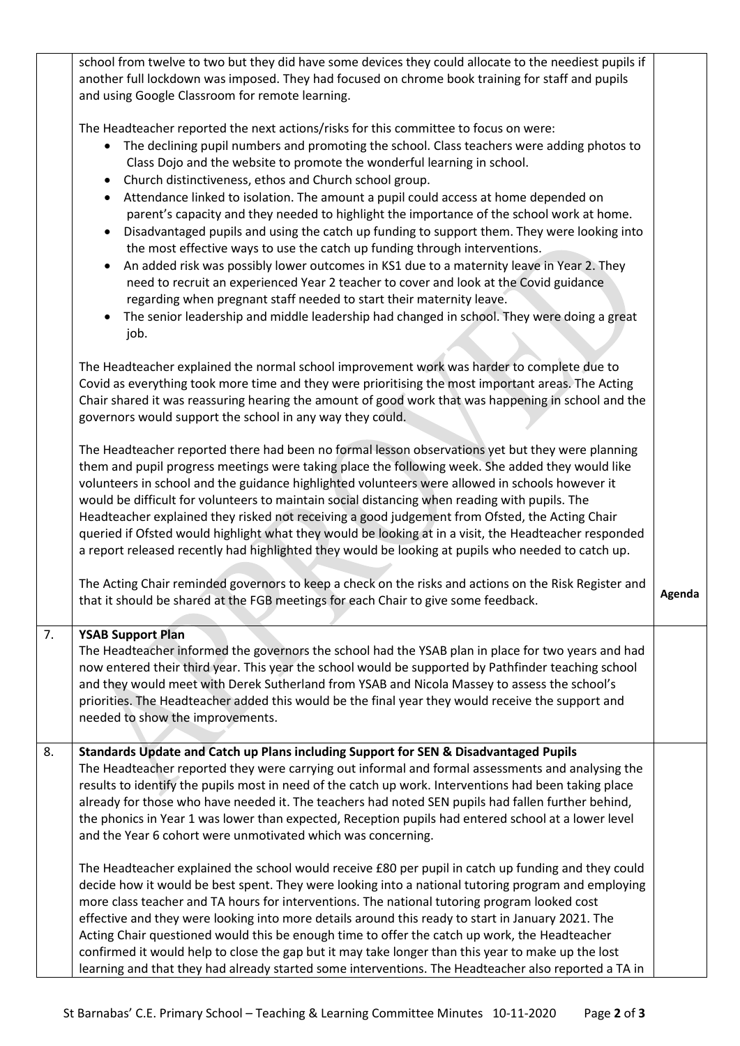| | | |
|---|---|---|
| | school from twelve to two but they did have some devices they could allocate to the neediest pupils if another full lockdown was imposed. They had focused on chrome book training for staff and pupils and using Google Classroom for remote learning.<br><br>The Headteacher reported the next actions/risks for this committee to focus on were:<br>• The declining pupil numbers and promoting the school. Class teachers were adding photos to Class Dojo and the website to promote the wonderful learning in school.<br>• Church distinctiveness, ethos and Church school group.<br>• Attendance linked to isolation. The amount a pupil could access at home depended on parent's capacity and they needed to highlight the importance of the school work at home.<br>• Disadvantaged pupils and using the catch up funding to support them. They were looking into the most effective ways to use the catch up funding through interventions.<br>• An added risk was possibly lower outcomes in KS1 due to a maternity leave in Year 2. They need to recruit an experienced Year 2 teacher to cover and look at the Covid guidance regarding when pregnant staff needed to start their maternity leave.<br>• The senior leadership and middle leadership had changed in school. They were doing a great job.<br><br>The Headteacher explained the normal school improvement work was harder to complete due to Covid as everything took more time and they were prioritising the most important areas. The Acting Chair shared it was reassuring hearing the amount of good work that was happening in school and the governors would support the school in any way they could.<br><br>The Headteacher reported there had been no formal lesson observations yet but they were planning them and pupil progress meetings were taking place the following week. She added they would like volunteers in school and the guidance highlighted volunteers were allowed in schools however it would be difficult for volunteers to maintain social distancing when reading with pupils. The Headteacher explained they risked not receiving a good judgement from Ofsted, the Acting Chair queried if Ofsted would highlight what they would be looking at in a visit, the Headteacher responded a report released recently had highlighted they would be looking at pupils who needed to catch up.<br><br>The Acting Chair reminded governors to keep a check on the risks and actions on the Risk Register and that it should be shared at the FGB meetings for each Chair to give some feedback. | Agenda |
| 7. | **YSAB Support Plan**<br>The Headteacher informed the governors the school had the YSAB plan in place for two years and had now entered their third year. This year the school would be supported by Pathfinder teaching school and they would meet with Derek Sutherland from YSAB and Nicola Massey to assess the school's priorities. The Headteacher added this would be the final year they would receive the support and needed to show the improvements. | |
| 8. | **Standards Update and Catch up Plans including Support for SEN & Disadvantaged Pupils**<br>The Headteacher reported they were carrying out informal and formal assessments and analysing the results to identify the pupils most in need of the catch up work. Interventions had been taking place already for those who have needed it. The teachers had noted SEN pupils had fallen further behind, the phonics in Year 1 was lower than expected, Reception pupils had entered school at a lower level and the Year 6 cohort were unmotivated which was concerning.<br><br>The Headteacher explained the school would receive £80 per pupil in catch up funding and they could decide how it would be best spent. They were looking into a national tutoring program and employing more class teacher and TA hours for interventions. The national tutoring program looked cost effective and they were looking into more details around this ready to start in January 2021. The Acting Chair questioned would this be enough time to offer the catch up work, the Headteacher confirmed it would help to close the gap but it may take longer than this year to make up the lost learning and that they had already started some interventions. The Headteacher also reported a TA in | |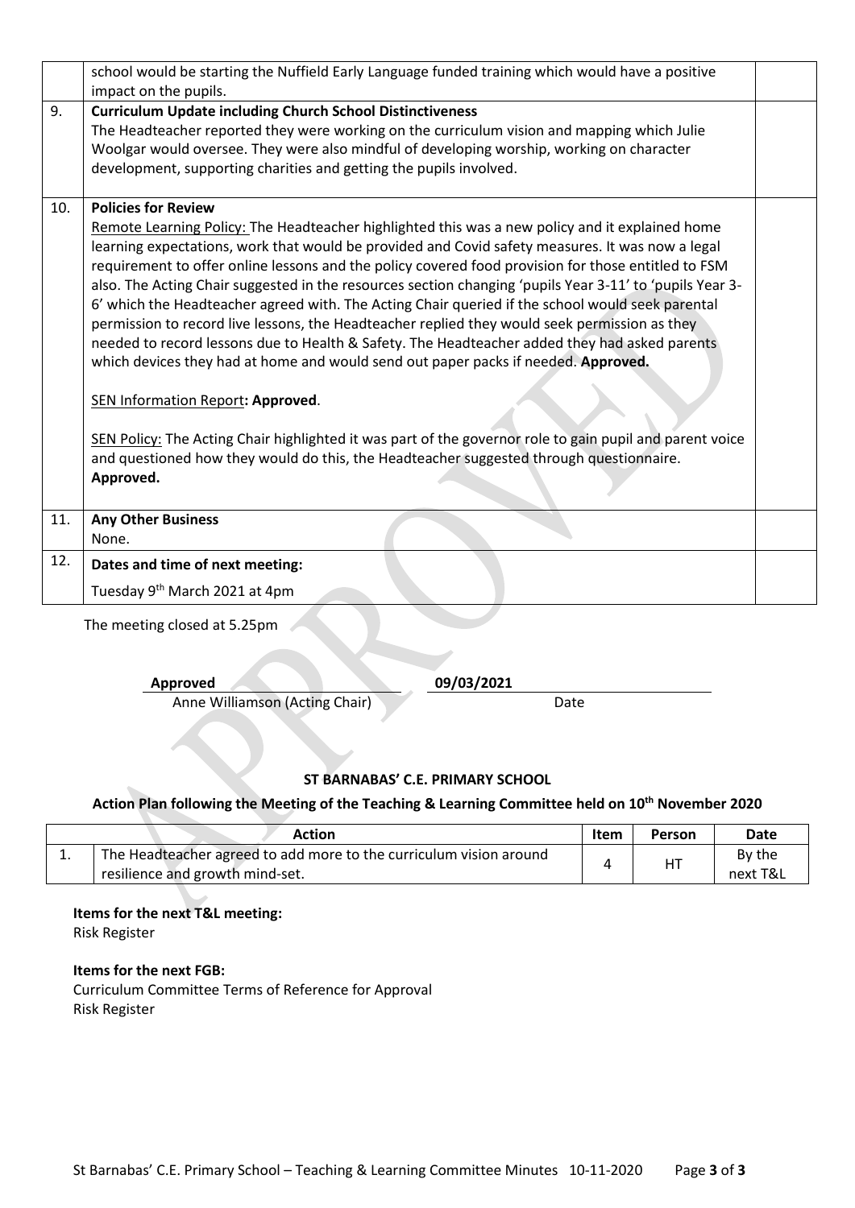| | | |
|---|---|---|
| | school would be starting the Nuffield Early Language funded training which would have a positive impact on the pupils. | |
| 9. | **Curriculum Update including Church School Distinctiveness**<br>The Headteacher reported they were working on the curriculum vision and mapping which Julie Woolgar would oversee. They were also mindful of developing worship, working on character development, supporting charities and getting the pupils involved. | |
| 10. | **Policies for Review**<br>Remote Learning Policy: The Headteacher highlighted this was a new policy and it explained home learning expectations, work that would be provided and Covid safety measures. It was now a legal requirement to offer online lessons and the policy covered food provision for those entitled to FSM also. The Acting Chair suggested in the resources section changing 'pupils Year 3-11' to 'pupils Year 3-6' which the Headteacher agreed with. The Acting Chair queried if the school would seek parental permission to record live lessons, the Headteacher replied they would seek permission as they needed to record lessons due to Health & Safety. The Headteacher added they had asked parents which devices they had at home and would send out paper packs if needed. **Approved.**<br><br>SEN Information Report**: Approved**.<br><br>SEN Policy: The Acting Chair highlighted it was part of the governor role to gain pupil and parent voice and questioned how they would do this, the Headteacher suggested through questionnaire. **Approved.** | |
| 11. | **Any Other Business**<br>None. | |
| 12. | **Dates and time of next meeting:**<br>Tuesday 9th March 2021 at 4pm | |

The meeting closed at 5.25pm

**Approved** — Anne Williamson (Acting Chair)

**09/03/2021** — Date

### ST BARNABAS' C.E. PRIMARY SCHOOL

### Action Plan following the Meeting of the Teaching & Learning Committee held on 10th November 2020

| | Action | Item | Person | Date |
|---|---|---|---|---|
| 1. | The Headteacher agreed to add more to the curriculum vision around resilience and growth mind-set. | 4 | HT | By the next T&L |

**Items for the next T&L meeting:**
Risk Register

**Items for the next FGB:**
Curriculum Committee Terms of Reference for Approval
Risk Register